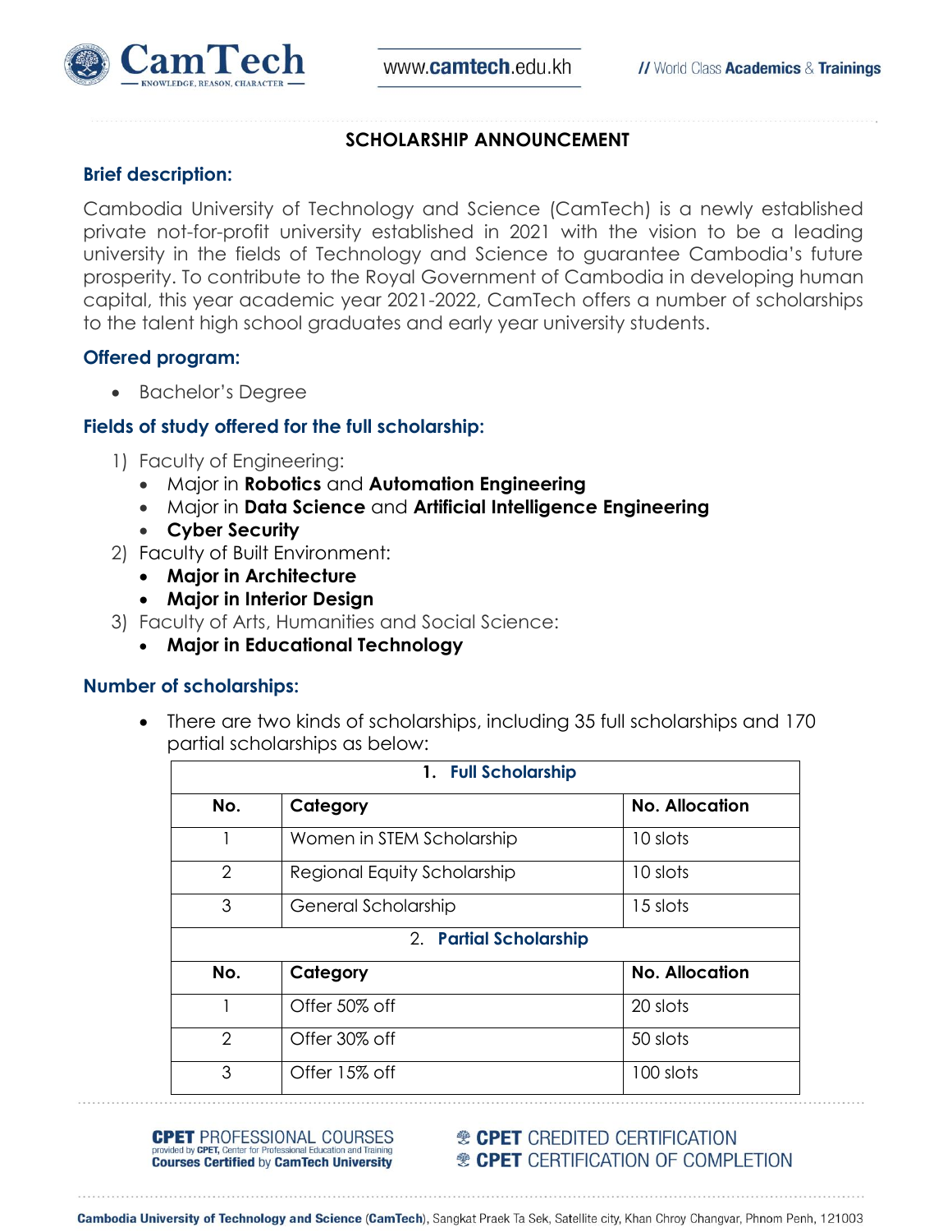# SCHOLARSHIP ANNOUNCEMENT

## Brief description:

Cambodia University of Technology and Science (CamTech) is a newly established private not-for-profit university established in 2021 with the vision to be a leading university in the fields of Technology and Science to guarantee Cambodia's future prosperity. To contribute to the Royal Government of Cambodia in developing human capital, this year academic year 2021-2022, CamTech offers a number of scholarships to the talent high school graduates and early year university students.

## Offered program:

- Bachelor's Degree

## Fields of study offered for the full scholarship:

1) Faculty of Engineering:
   - Major in **Robotics** and **Automation Engineering**
   - Major in **Data Science** and **Artificial Intelligence Engineering**
   - **Cyber Security**
2) Faculty of Built Environment:
   - **Major in Architecture**
   - **Major in Interior Design**
3) Faculty of Arts, Humanities and Social Science:
   - **Major in Educational Technology**

## Number of scholarships:

- There are two kinds of scholarships, including 35 full scholarships and 170 partial scholarships as below:

| 1. **Full Scholarship** | | |
|---|---|---|
| **No.** | **Category** | **No. Allocation** |
| 1 | Women in STEM Scholarship | 10 slots |
| 2 | Regional Equity Scholarship | 10 slots |
| 3 | General Scholarship | 15 slots |
| 2. **Partial Scholarship** | | |
| **No.** | **Category** | **No. Allocation** |
| 1 | Offer 50% off | 20 slots |
| 2 | Offer 30% off | 50 slots |
| 3 | Offer 15% off | 100 slots |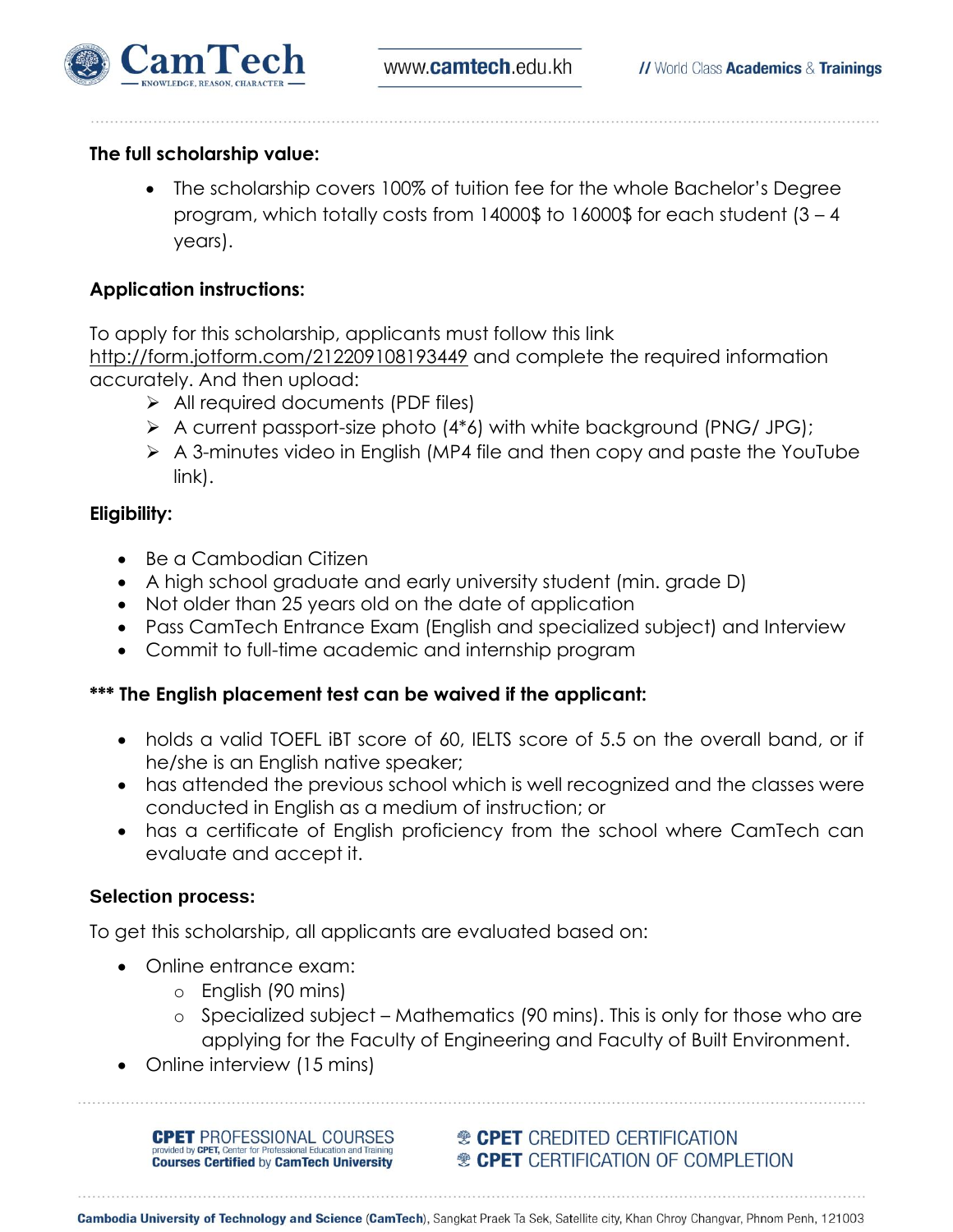**The full scholarship value:**

- The scholarship covers 100% of tuition fee for the whole Bachelor's Degree program, which totally costs from 14000$ to 16000$ for each student (3 – 4 years).

**Application instructions:**

To apply for this scholarship, applicants must follow this link http://form.jotform.com/212209108193449 and complete the required information accurately. And then upload:

- ➢ All required documents (PDF files)
- ➢ A current passport-size photo (4*6) with white background (PNG/ JPG);
- ➢ A 3-minutes video in English (MP4 file and then copy and paste the YouTube link).

**Eligibility:**

- Be a Cambodian Citizen
- A high school graduate and early university student (min. grade D)
- Not older than 25 years old on the date of application
- Pass CamTech Entrance Exam (English and specialized subject) and Interview
- Commit to full-time academic and internship program

**\*\*\* The English placement test can be waived if the applicant:**

- holds a valid TOEFL iBT score of 60, IELTS score of 5.5 on the overall band, or if he/she is an English native speaker;
- has attended the previous school which is well recognized and the classes were conducted in English as a medium of instruction; or
- has a certificate of English proficiency from the school where CamTech can evaluate and accept it.

**Selection process:**

To get this scholarship, all applicants are evaluated based on:

- Online entrance exam:
  - English (90 mins)
  - Specialized subject – Mathematics (90 mins). This is only for those who are applying for the Faculty of Engineering and Faculty of Built Environment.
- Online interview (15 mins)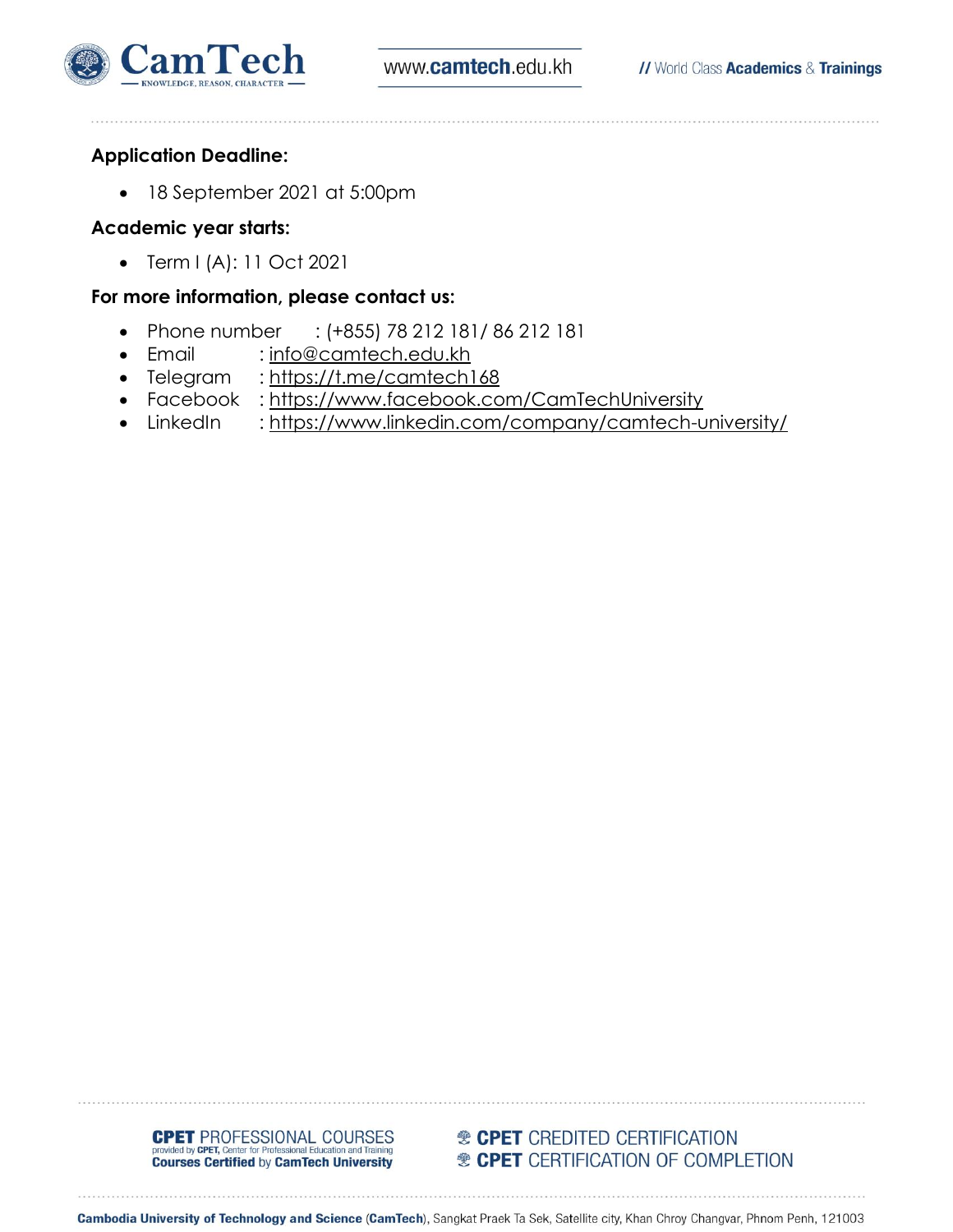**Application Deadline:**

- 18 September 2021 at 5:00pm

**Academic year starts:**

- Term I (A): 11 Oct 2021

**For more information, please contact us:**

- Phone number : (+855) 78 212 181/ 86 212 181
- Email : info@camtech.edu.kh
- Telegram : https://t.me/camtech168
- Facebook : https://www.facebook.com/CamTechUniversity
- LinkedIn : https://www.linkedin.com/company/camtech-university/